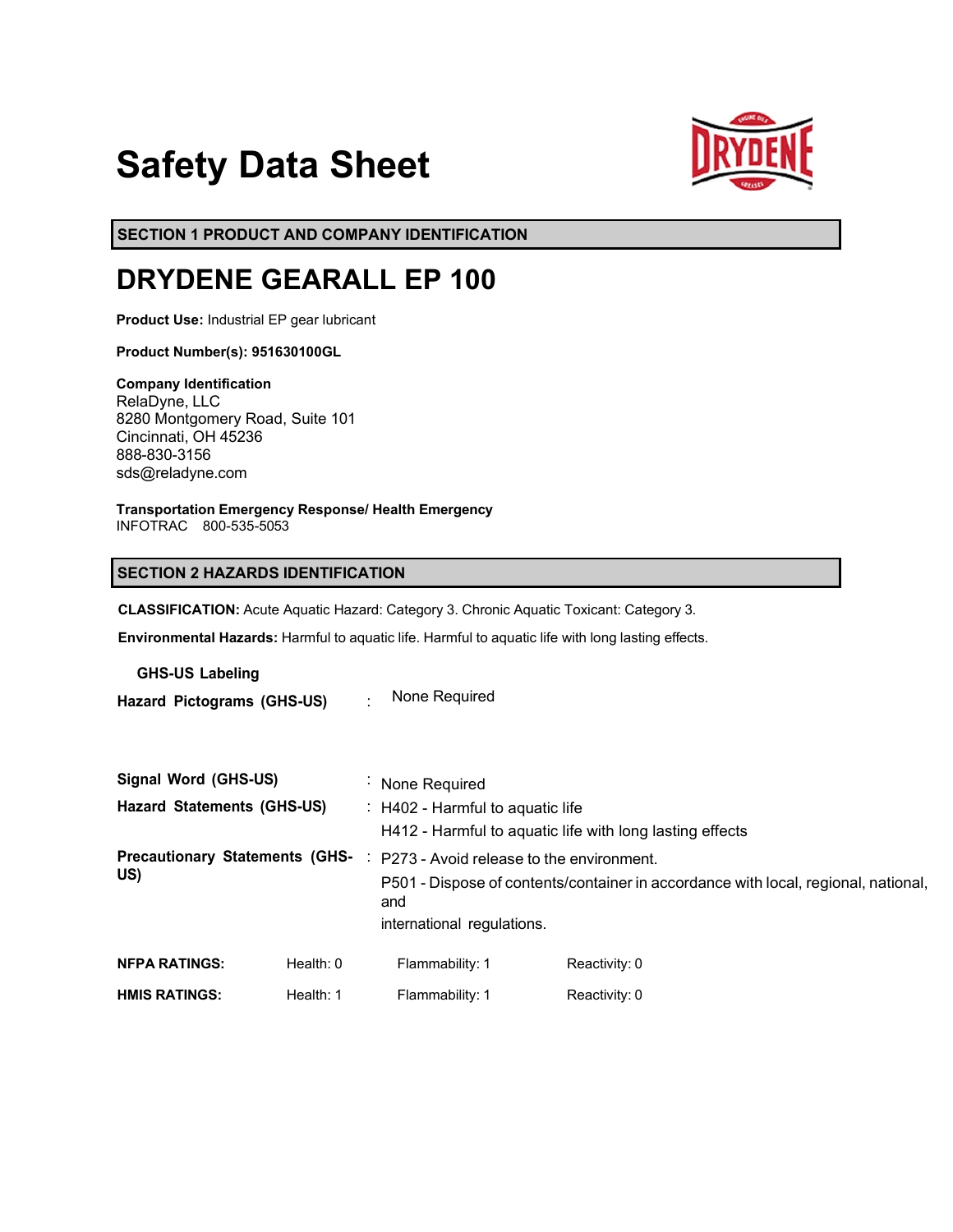# Safety Data Sheet

## SECTION 1 PRODUCT AND COMPANY IDENTIFICATION

# DRYDENE GEARALL EP 100

**Product Use:** Industrial EP gear lubricant

**Product Number(s): 951630100GL**

**Company Identification**
RelaDyne, LLC
8280 Montgomery Road, Suite 101
Cincinnati, OH 45236
888-830-3156
sds@reladyne.com

**Transportation Emergency Response/ Health Emergency**
INFOTRAC 800-535-5053

## SECTION 2 HAZARDS IDENTIFICATION

**CLASSIFICATION:** Acute Aquatic Hazard: Category 3. Chronic Aquatic Toxicant: Category 3.

**Environmental Hazards:** Harmful to aquatic life. Harmful to aquatic life with long lasting effects.

**GHS-US Labeling**

**Hazard Pictograms (GHS-US)** : None Required

**Signal Word (GHS-US)** : None Required

**Hazard Statements (GHS-US)** : H402 - Harmful to aquatic life
H412 - Harmful to aquatic life with long lasting effects

**Precautionary Statements (GHS-US)** : P273 - Avoid release to the environment.
P501 - Dispose of contents/container in accordance with local, regional, national, and
international regulations.

| | | | |
|---|---|---|---|
| **NFPA RATINGS:** | Health: 0 | Flammability: 1 | Reactivity: 0 |
| **HMIS RATINGS:** | Health: 1 | Flammability: 1 | Reactivity: 0 |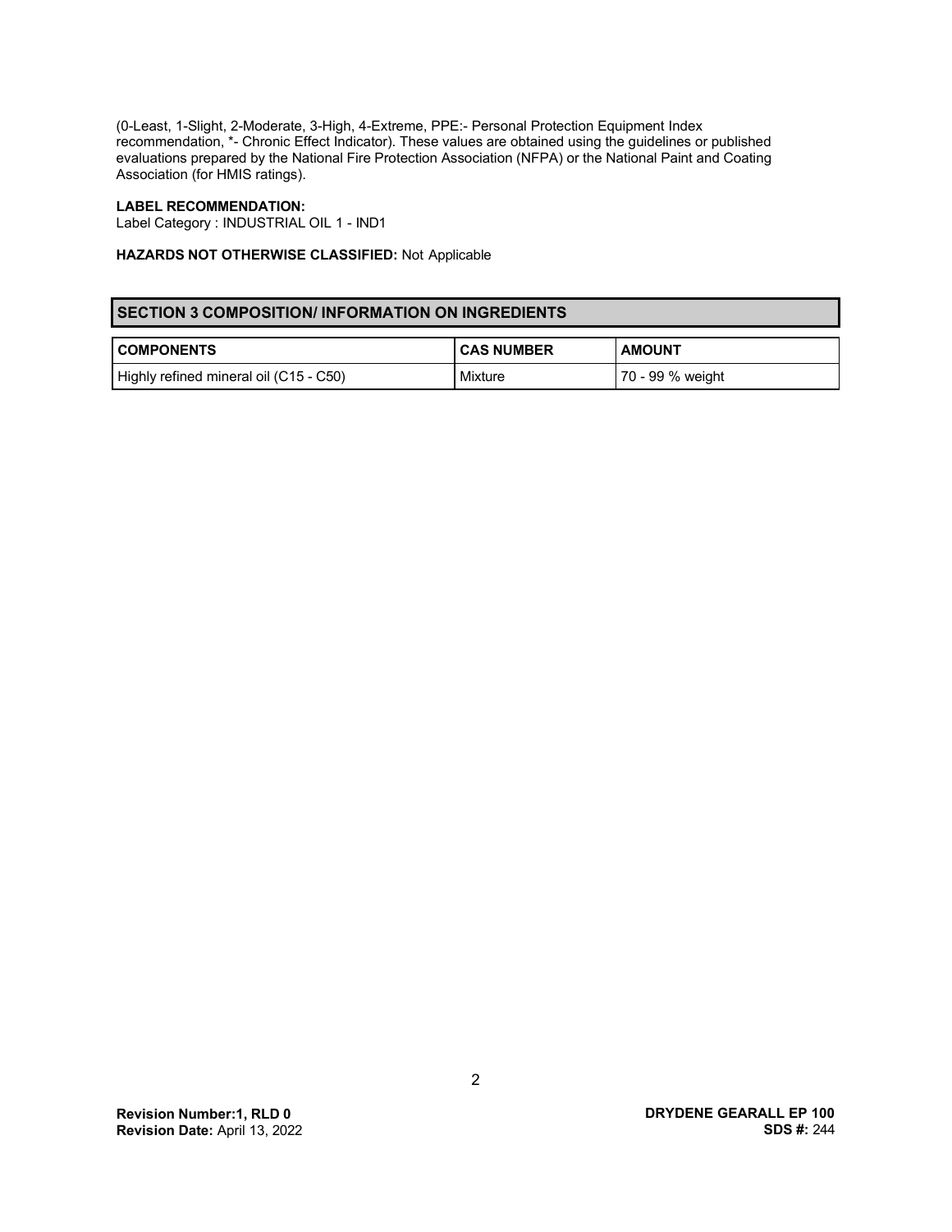(0-Least, 1-Slight, 2-Moderate, 3-High, 4-Extreme, PPE:- Personal Protection Equipment Index recommendation, *- Chronic Effect Indicator). These values are obtained using the guidelines or published evaluations prepared by the National Fire Protection Association (NFPA) or the National Paint and Coating Association (for HMIS ratings).

**LABEL RECOMMENDATION:**
Label Category : INDUSTRIAL OIL 1 - IND1

**HAZARDS NOT OTHERWISE CLASSIFIED:** Not Applicable

## SECTION 3 COMPOSITION/ INFORMATION ON INGREDIENTS

| COMPONENTS | CAS NUMBER | AMOUNT |
|---|---|---|
| Highly refined mineral oil (C15 - C50) | Mixture | 70 - 99 % weight |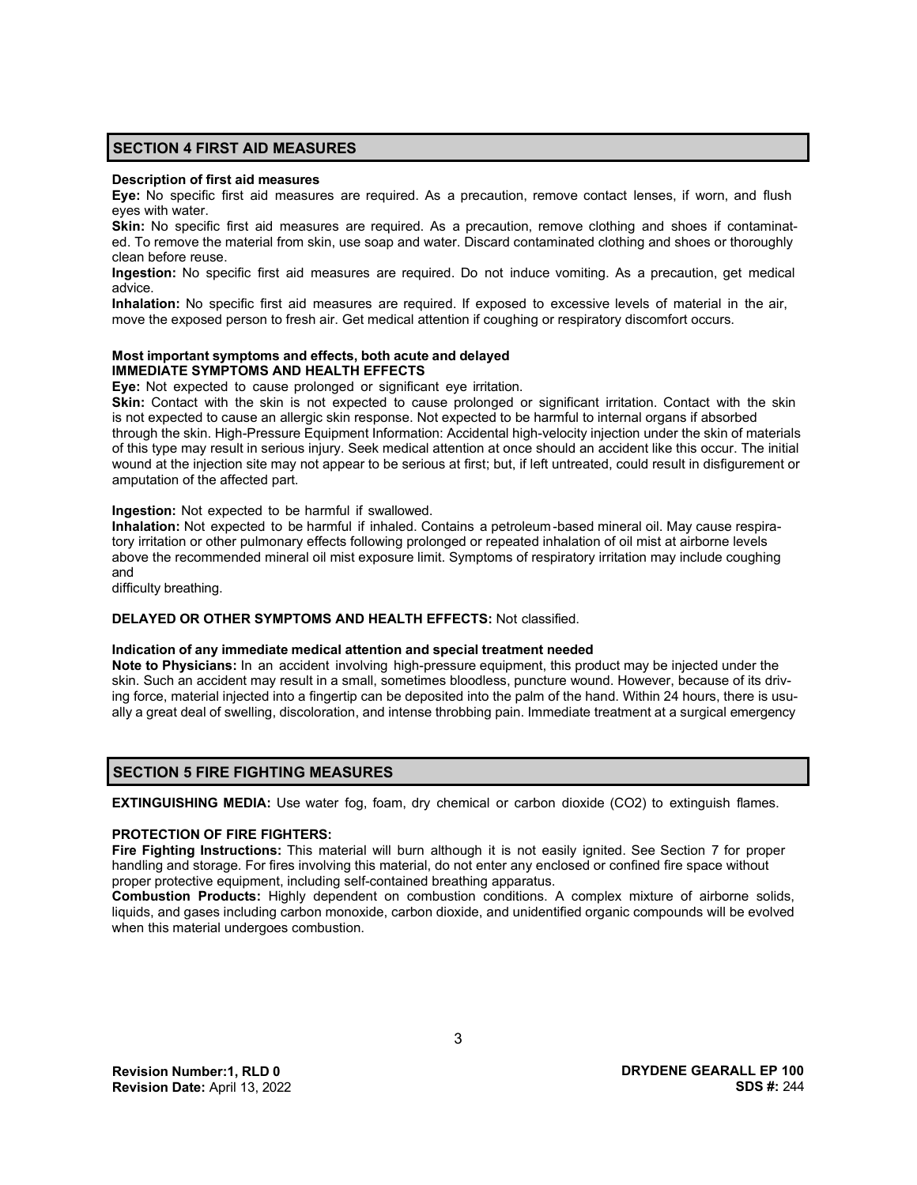## SECTION 4 FIRST AID MEASURES

**Description of first aid measures**

**Eye:** No specific first aid measures are required. As a precaution, remove contact lenses, if worn, and flush eyes with water.

**Skin:** No specific first aid measures are required. As a precaution, remove clothing and shoes if contaminated. To remove the material from skin, use soap and water. Discard contaminated clothing and shoes or thoroughly clean before reuse.

**Ingestion:** No specific first aid measures are required. Do not induce vomiting. As a precaution, get medical advice.

**Inhalation:** No specific first aid measures are required. If exposed to excessive levels of material in the air, move the exposed person to fresh air. Get medical attention if coughing or respiratory discomfort occurs.

**Most important symptoms and effects, both acute and delayed**
**IMMEDIATE SYMPTOMS AND HEALTH EFFECTS**

**Eye:** Not expected to cause prolonged or significant eye irritation.

**Skin:** Contact with the skin is not expected to cause prolonged or significant irritation. Contact with the skin is not expected to cause an allergic skin response. Not expected to be harmful to internal organs if absorbed through the skin. High-Pressure Equipment Information: Accidental high-velocity injection under the skin of materials of this type may result in serious injury. Seek medical attention at once should an accident like this occur. The initial wound at the injection site may not appear to be serious at first; but, if left untreated, could result in disfigurement or amputation of the affected part.

**Ingestion:** Not expected to be harmful if swallowed.

**Inhalation:** Not expected to be harmful if inhaled. Contains a petroleum-based mineral oil. May cause respiratory irritation or other pulmonary effects following prolonged or repeated inhalation of oil mist at airborne levels above the recommended mineral oil mist exposure limit. Symptoms of respiratory irritation may include coughing and
difficulty breathing.

**DELAYED OR OTHER SYMPTOMS AND HEALTH EFFECTS:** Not classified.

**Indication of any immediate medical attention and special treatment needed**

**Note to Physicians:** In an accident involving high-pressure equipment, this product may be injected under the skin. Such an accident may result in a small, sometimes bloodless, puncture wound. However, because of its driving force, material injected into a fingertip can be deposited into the palm of the hand. Within 24 hours, there is usually a great deal of swelling, discoloration, and intense throbbing pain. Immediate treatment at a surgical emergency

## SECTION 5 FIRE FIGHTING MEASURES

**EXTINGUISHING MEDIA:** Use water fog, foam, dry chemical or carbon dioxide ($CO_2$) to extinguish flames.

**PROTECTION OF FIRE FIGHTERS:**

**Fire Fighting Instructions:** This material will burn although it is not easily ignited. See Section 7 for proper handling and storage. For fires involving this material, do not enter any enclosed or confined fire space without proper protective equipment, including self-contained breathing apparatus.

**Combustion Products:** Highly dependent on combustion conditions. A complex mixture of airborne solids, liquids, and gases including carbon monoxide, carbon dioxide, and unidentified organic compounds will be evolved when this material undergoes combustion.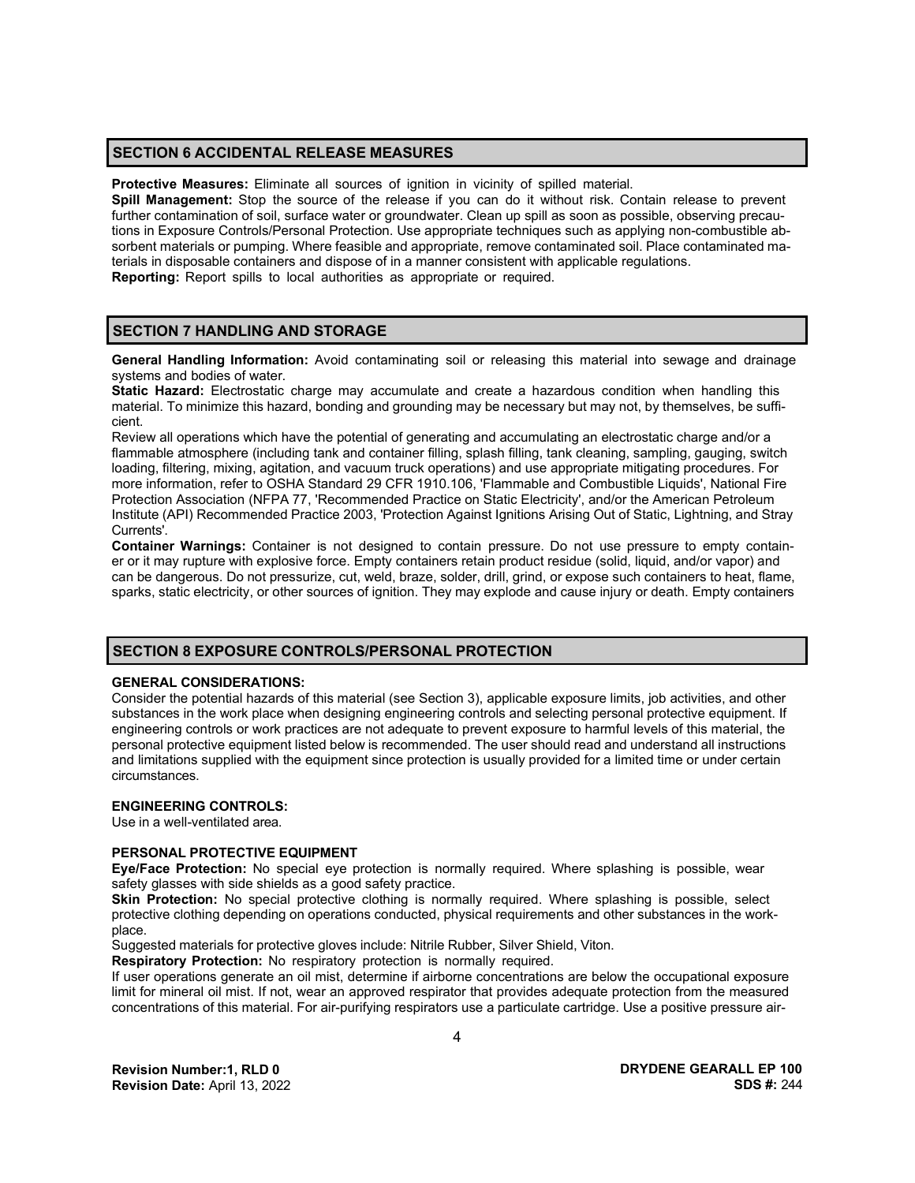## SECTION 6 ACCIDENTAL RELEASE MEASURES

**Protective Measures:** Eliminate all sources of ignition in vicinity of spilled material.

**Spill Management:** Stop the source of the release if you can do it without risk. Contain release to prevent further contamination of soil, surface water or groundwater. Clean up spill as soon as possible, observing precautions in Exposure Controls/Personal Protection. Use appropriate techniques such as applying non-combustible absorbent materials or pumping. Where feasible and appropriate, remove contaminated soil. Place contaminated materials in disposable containers and dispose of in a manner consistent with applicable regulations.

**Reporting:** Report spills to local authorities as appropriate or required.

## SECTION 7 HANDLING AND STORAGE

**General Handling Information:** Avoid contaminating soil or releasing this material into sewage and drainage systems and bodies of water.

**Static Hazard:** Electrostatic charge may accumulate and create a hazardous condition when handling this material. To minimize this hazard, bonding and grounding may be necessary but may not, by themselves, be sufficient.

Review all operations which have the potential of generating and accumulating an electrostatic charge and/or a flammable atmosphere (including tank and container filling, splash filling, tank cleaning, sampling, gauging, switch loading, filtering, mixing, agitation, and vacuum truck operations) and use appropriate mitigating procedures. For more information, refer to OSHA Standard 29 CFR 1910.106, 'Flammable and Combustible Liquids', National Fire Protection Association (NFPA 77, 'Recommended Practice on Static Electricity', and/or the American Petroleum Institute (API) Recommended Practice 2003, 'Protection Against Ignitions Arising Out of Static, Lightning, and Stray Currents'.

**Container Warnings:** Container is not designed to contain pressure. Do not use pressure to empty container or it may rupture with explosive force. Empty containers retain product residue (solid, liquid, and/or vapor) and can be dangerous. Do not pressurize, cut, weld, braze, solder, drill, grind, or expose such containers to heat, flame, sparks, static electricity, or other sources of ignition. They may explode and cause injury or death. Empty containers

## SECTION 8 EXPOSURE CONTROLS/PERSONAL PROTECTION

**GENERAL CONSIDERATIONS:**

Consider the potential hazards of this material (see Section 3), applicable exposure limits, job activities, and other substances in the work place when designing engineering controls and selecting personal protective equipment. If engineering controls or work practices are not adequate to prevent exposure to harmful levels of this material, the personal protective equipment listed below is recommended. The user should read and understand all instructions and limitations supplied with the equipment since protection is usually provided for a limited time or under certain circumstances.

**ENGINEERING CONTROLS:**

Use in a well-ventilated area.

**PERSONAL PROTECTIVE EQUIPMENT**

**Eye/Face Protection:** No special eye protection is normally required. Where splashing is possible, wear safety glasses with side shields as a good safety practice.

**Skin Protection:** No special protective clothing is normally required. Where splashing is possible, select protective clothing depending on operations conducted, physical requirements and other substances in the workplace.

Suggested materials for protective gloves include: Nitrile Rubber, Silver Shield, Viton.

**Respiratory Protection:** No respiratory protection is normally required.

If user operations generate an oil mist, determine if airborne concentrations are below the occupational exposure limit for mineral oil mist. If not, wear an approved respirator that provides adequate protection from the measured concentrations of this material. For air-purifying respirators use a particulate cartridge. Use a positive pressure air-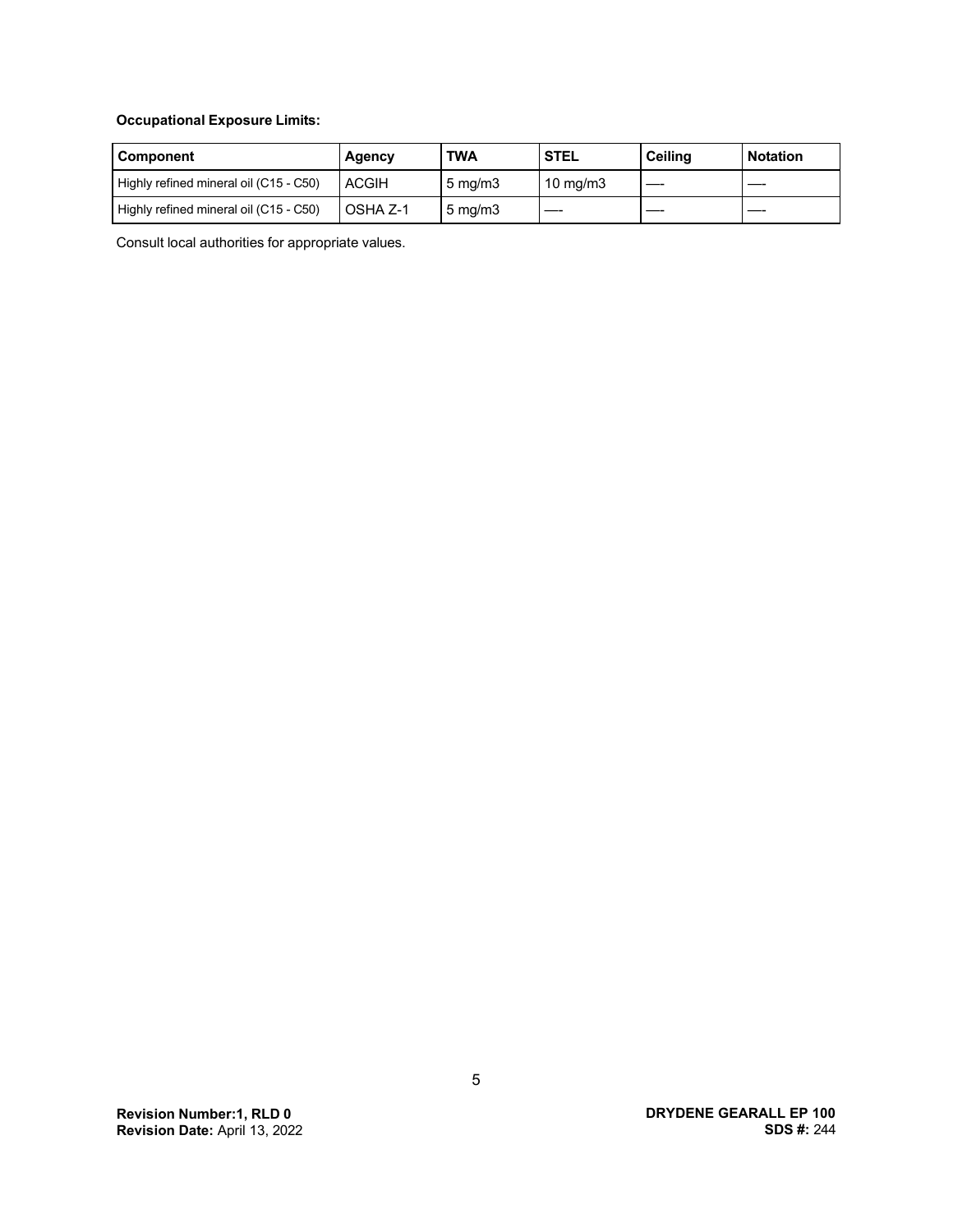**Occupational Exposure Limits:**

| Component | Agency | TWA | STEL | Ceiling | Notation |
|---|---|---|---|---|---|
| Highly refined mineral oil (C15 - C50) | ACGIH | 5 mg/m3 | 10 mg/m3 | ---- | ---- |
| Highly refined mineral oil (C15 - C50) | OSHA Z-1 | 5 mg/m3 | ---- | ---- | ---- |

Consult local authorities for appropriate values.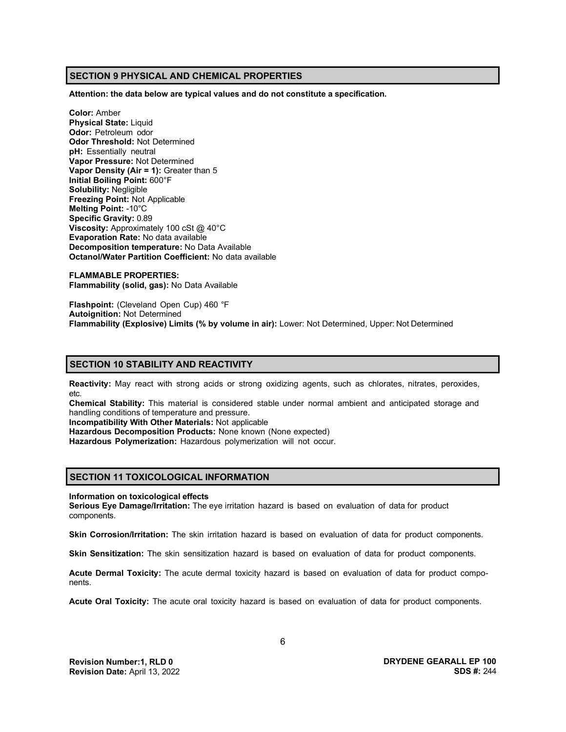## SECTION 9 PHYSICAL AND CHEMICAL PROPERTIES

**Attention: the data below are typical values and do not constitute a specification.**

**Color:** Amber
**Physical State:** Liquid
**Odor:** Petroleum odor
**Odor Threshold:** Not Determined
**pH:** Essentially neutral
**Vapor Pressure:** Not Determined
**Vapor Density (Air = 1):** Greater than 5
**Initial Boiling Point:** 600°F
**Solubility:** Negligible
**Freezing Point:** Not Applicable
**Melting Point:** -10°C
**Specific Gravity:** 0.89
**Viscosity:** Approximately 100 cSt @ 40°C
**Evaporation Rate:** No data available
**Decomposition temperature:** No Data Available
**Octanol/Water Partition Coefficient:** No data available

**FLAMMABLE PROPERTIES:**
**Flammability (solid, gas):** No Data Available

**Flashpoint:** (Cleveland Open Cup) 460 °F
**Autoignition:** Not Determined
**Flammability (Explosive) Limits (% by volume in air):** Lower: Not Determined, Upper: Not Determined

## SECTION 10 STABILITY AND REACTIVITY

**Reactivity:** May react with strong acids or strong oxidizing agents, such as chlorates, nitrates, peroxides, etc.
**Chemical Stability:** This material is considered stable under normal ambient and anticipated storage and handling conditions of temperature and pressure.
**Incompatibility With Other Materials:** Not applicable
**Hazardous Decomposition Products:** None known (None expected)
**Hazardous Polymerization:** Hazardous polymerization will not occur.

## SECTION 11 TOXICOLOGICAL INFORMATION

**Information on toxicological effects**
**Serious Eye Damage/Irritation:** The eye irritation hazard is based on evaluation of data for product components.

**Skin Corrosion/Irritation:** The skin irritation hazard is based on evaluation of data for product components.

**Skin Sensitization:** The skin sensitization hazard is based on evaluation of data for product components.

**Acute Dermal Toxicity:** The acute dermal toxicity hazard is based on evaluation of data for product components.

**Acute Oral Toxicity:** The acute oral toxicity hazard is based on evaluation of data for product components.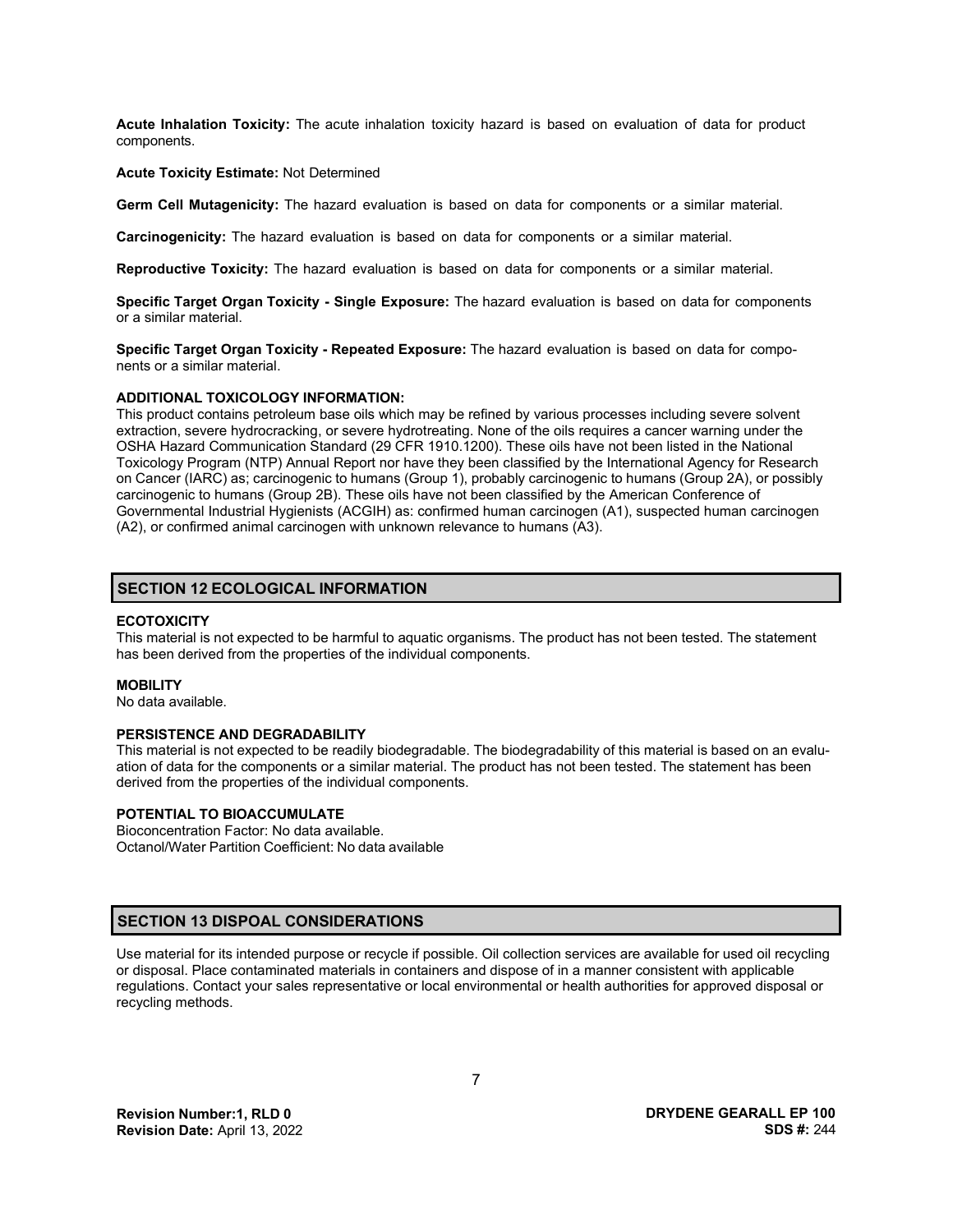**Acute Inhalation Toxicity:** The acute inhalation toxicity hazard is based on evaluation of data for product components.

**Acute Toxicity Estimate:** Not Determined

**Germ Cell Mutagenicity:** The hazard evaluation is based on data for components or a similar material.

**Carcinogenicity:** The hazard evaluation is based on data for components or a similar material.

**Reproductive Toxicity:** The hazard evaluation is based on data for components or a similar material.

**Specific Target Organ Toxicity - Single Exposure:** The hazard evaluation is based on data for components or a similar material.

**Specific Target Organ Toxicity - Repeated Exposure:** The hazard evaluation is based on data for components or a similar material.

**ADDITIONAL TOXICOLOGY INFORMATION:**

This product contains petroleum base oils which may be refined by various processes including severe solvent extraction, severe hydrocracking, or severe hydrotreating. None of the oils requires a cancer warning under the OSHA Hazard Communication Standard (29 CFR 1910.1200). These oils have not been listed in the National Toxicology Program (NTP) Annual Report nor have they been classified by the International Agency for Research on Cancer (IARC) as; carcinogenic to humans (Group 1), probably carcinogenic to humans (Group 2A), or possibly carcinogenic to humans (Group 2B). These oils have not been classified by the American Conference of Governmental Industrial Hygienists (ACGIH) as: confirmed human carcinogen (A1), suspected human carcinogen (A2), or confirmed animal carcinogen with unknown relevance to humans (A3).

## SECTION 12 ECOLOGICAL INFORMATION

**ECOTOXICITY**

This material is not expected to be harmful to aquatic organisms. The product has not been tested. The statement has been derived from the properties of the individual components.

**MOBILITY**

No data available.

**PERSISTENCE AND DEGRADABILITY**

This material is not expected to be readily biodegradable. The biodegradability of this material is based on an evaluation of data for the components or a similar material. The product has not been tested. The statement has been derived from the properties of the individual components.

**POTENTIAL TO BIOACCUMULATE**

Bioconcentration Factor: No data available.
Octanol/Water Partition Coefficient: No data available

## SECTION 13 DISPOAL CONSIDERATIONS

Use material for its intended purpose or recycle if possible. Oil collection services are available for used oil recycling or disposal. Place contaminated materials in containers and dispose of in a manner consistent with applicable regulations. Contact your sales representative or local environmental or health authorities for approved disposal or recycling methods.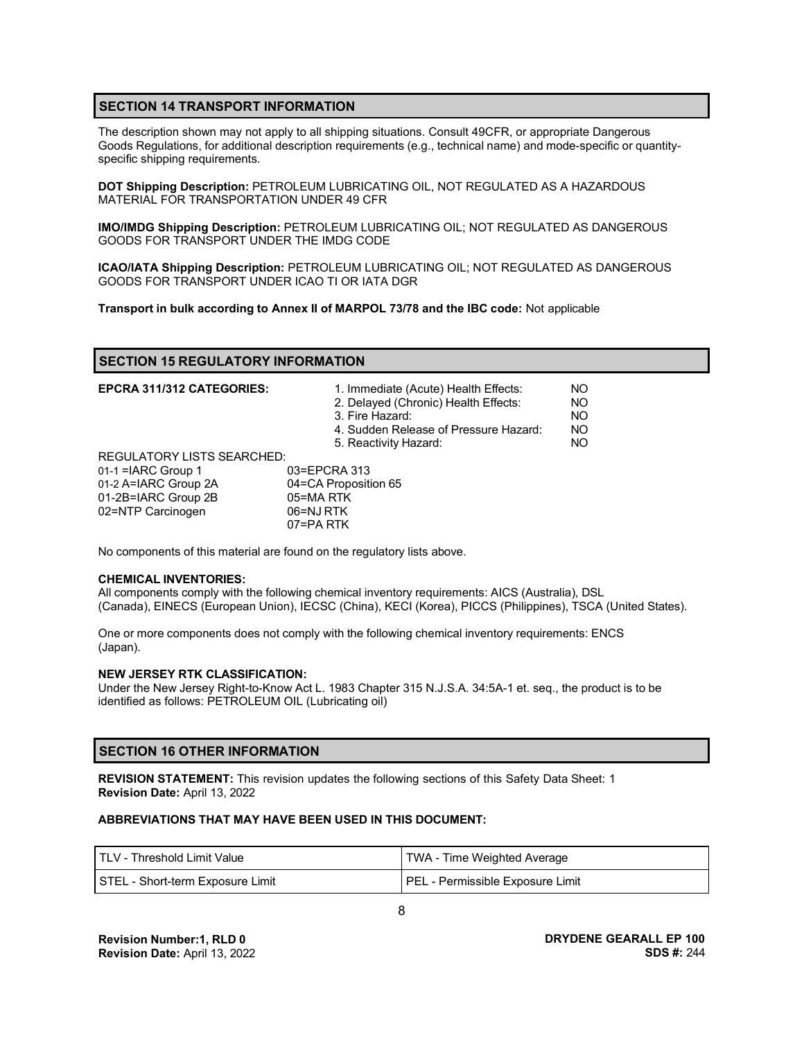## SECTION 14 TRANSPORT INFORMATION

The description shown may not apply to all shipping situations. Consult 49CFR, or appropriate Dangerous Goods Regulations, for additional description requirements (e.g., technical name) and mode-specific or quantity-specific shipping requirements.

**DOT Shipping Description:** PETROLEUM LUBRICATING OIL, NOT REGULATED AS A HAZARDOUS MATERIAL FOR TRANSPORTATION UNDER 49 CFR

**IMO/IMDG Shipping Description:** PETROLEUM LUBRICATING OIL; NOT REGULATED AS DANGEROUS GOODS FOR TRANSPORT UNDER THE IMDG CODE

**ICAO/IATA Shipping Description:** PETROLEUM LUBRICATING OIL; NOT REGULATED AS DANGEROUS GOODS FOR TRANSPORT UNDER ICAO TI OR IATA DGR

**Transport in bulk according to Annex II of MARPOL 73/78 and the IBC code:** Not applicable

## SECTION 15 REGULATORY INFORMATION

**EPCRA 311/312 CATEGORIES:**

| | |
|---|---|
| 1. Immediate (Acute) Health Effects: | NO |
| 2. Delayed (Chronic) Health Effects: | NO |
| 3. Fire Hazard: | NO |
| 4. Sudden Release of Pressure Hazard: | NO |
| 5. Reactivity Hazard: | NO |

REGULATORY LISTS SEARCHED:

| | |
|---|---|
| 01-1 =IARC Group 1 | 03=EPCRA 313 |
| 01-2 A=IARC Group 2A | 04=CA Proposition 65 |
| 01-2B=IARC Group 2B | 05=MA RTK |
| 02=NTP Carcinogen | 06=NJ RTK |
| | 07=PA RTK |

No components of this material are found on the regulatory lists above.

**CHEMICAL INVENTORIES:**

All components comply with the following chemical inventory requirements: AICS (Australia), DSL (Canada), EINECS (European Union), IECSC (China), KECI (Korea), PICCS (Philippines), TSCA (United States).

One or more components does not comply with the following chemical inventory requirements: ENCS (Japan).

**NEW JERSEY RTK CLASSIFICATION:**

Under the New Jersey Right-to-Know Act L. 1983 Chapter 315 N.J.S.A. 34:5A-1 et. seq., the product is to be identified as follows: PETROLEUM OIL (Lubricating oil)

## SECTION 16 OTHER INFORMATION

**REVISION STATEMENT:** This revision updates the following sections of this Safety Data Sheet: 1
**Revision Date:** April 13, 2022

**ABBREVIATIONS THAT MAY HAVE BEEN USED IN THIS DOCUMENT:**

| | |
|---|---|
| TLV - Threshold Limit Value | TWA - Time Weighted Average |
| STEL - Short-term Exposure Limit | PEL - Permissible Exposure Limit |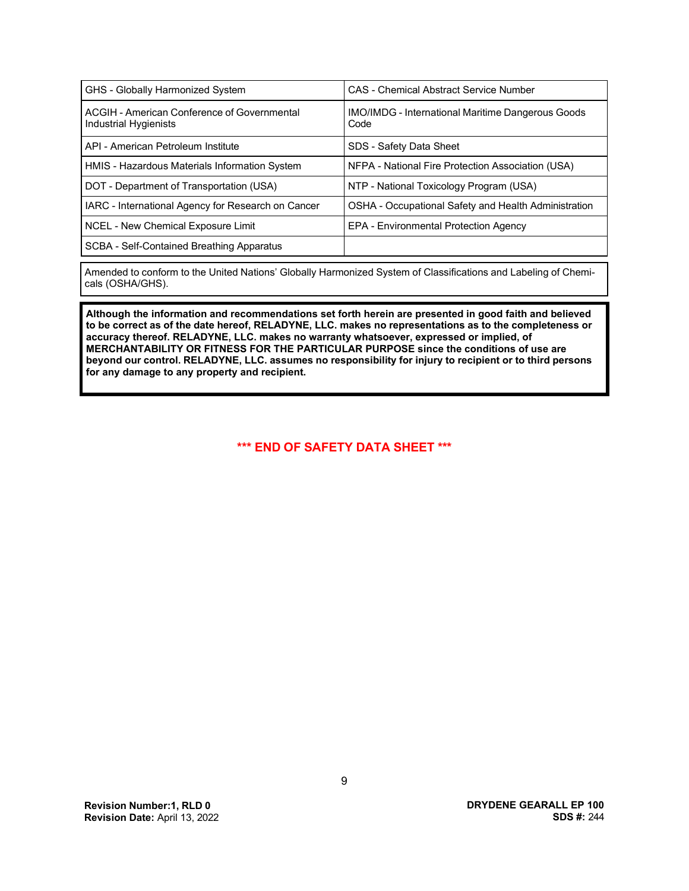| | |
|---|---|
| GHS - Globally Harmonized System | CAS - Chemical Abstract Service Number |
| ACGIH - American Conference of Governmental Industrial Hygienists | IMO/IMDG - International Maritime Dangerous Goods Code |
| API - American Petroleum Institute | SDS - Safety Data Sheet |
| HMIS - Hazardous Materials Information System | NFPA - National Fire Protection Association (USA) |
| DOT - Department of Transportation (USA) | NTP - National Toxicology Program (USA) |
| IARC - International Agency for Research on Cancer | OSHA - Occupational Safety and Health Administration |
| NCEL - New Chemical Exposure Limit | EPA - Environmental Protection Agency |
| SCBA - Self-Contained Breathing Apparatus | |

Amended to conform to the United Nations' Globally Harmonized System of Classifications and Labeling of Chemicals (OSHA/GHS).

**Although the information and recommendations set forth herein are presented in good faith and believed to be correct as of the date hereof, RELADYNE, LLC. makes no representations as to the completeness or accuracy thereof. RELADYNE, LLC. makes no warranty whatsoever, expressed or implied, of MERCHANTABILITY OR FITNESS FOR THE PARTICULAR PURPOSE since the conditions of use are beyond our control. RELADYNE, LLC. assumes no responsibility for injury to recipient or to third persons for any damage to any property and recipient.**

**\*\*\* END OF SAFETY DATA SHEET \*\*\***

**Revision Number:1, RLD 0**
**Revision Date:** April 13, 2022

**DRYDENE GEARALL EP 100**
**SDS #:** 244